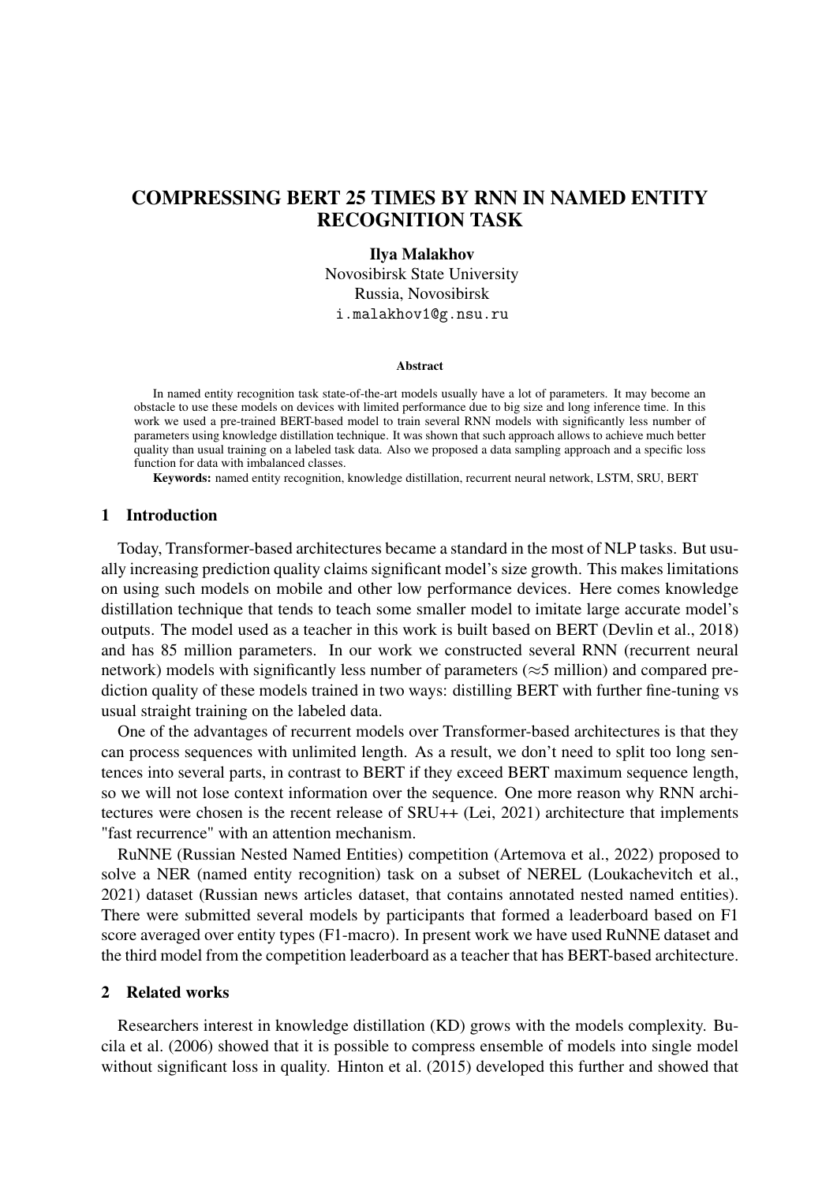# COMPRESSING BERT 25 TIMES BY RNN IN NAMED ENTITY RECOGNITION TASK

**Ilya Malakhov**
Novosibirsk State University
Russia, Novosibirsk
`i.malakhov1@g.nsu.ru`

### Abstract

In named entity recognition task state-of-the-art models usually have a lot of parameters. It may become an obstacle to use these models on devices with limited performance due to big size and long inference time. In this work we used a pre-trained BERT-based model to train several RNN models with significantly less number of parameters using knowledge distillation technique. It was shown that such approach allows to achieve much better quality than usual training on a labeled task data. Also we proposed a data sampling approach and a specific loss function for data with imbalanced classes.

**Keywords:** named entity recognition, knowledge distillation, recurrent neural network, LSTM, SRU, BERT

## 1 Introduction

Today, Transformer-based architectures became a standard in the most of NLP tasks. But usually increasing prediction quality claims significant model's size growth. This makes limitations on using such models on mobile and other low performance devices. Here comes knowledge distillation technique that tends to teach some smaller model to imitate large accurate model's outputs. The model used as a teacher in this work is built based on BERT (Devlin et al., 2018) and has 85 million parameters. In our work we constructed several RNN (recurrent neural network) models with significantly less number of parameters ($\approx$5 million) and compared prediction quality of these models trained in two ways: distilling BERT with further fine-tuning vs usual straight training on the labeled data.

One of the advantages of recurrent models over Transformer-based architectures is that they can process sequences with unlimited length. As a result, we don't need to split too long sentences into several parts, in contrast to BERT if they exceed BERT maximum sequence length, so we will not lose context information over the sequence. One more reason why RNN architectures were chosen is the recent release of SRU++ (Lei, 2021) architecture that implements "fast recurrence" with an attention mechanism.

RuNNE (Russian Nested Named Entities) competition (Artemova et al., 2022) proposed to solve a NER (named entity recognition) task on a subset of NEREL (Loukachevitch et al., 2021) dataset (Russian news articles dataset, that contains annotated nested named entities). There were submitted several models by participants that formed a leaderboard based on F1 score averaged over entity types (F1-macro). In present work we have used RuNNE dataset and the third model from the competition leaderboard as a teacher that has BERT-based architecture.

## 2 Related works

Researchers interest in knowledge distillation (KD) grows with the models complexity. Bucila et al. (2006) showed that it is possible to compress ensemble of models into single model without significant loss in quality. Hinton et al. (2015) developed this further and showed that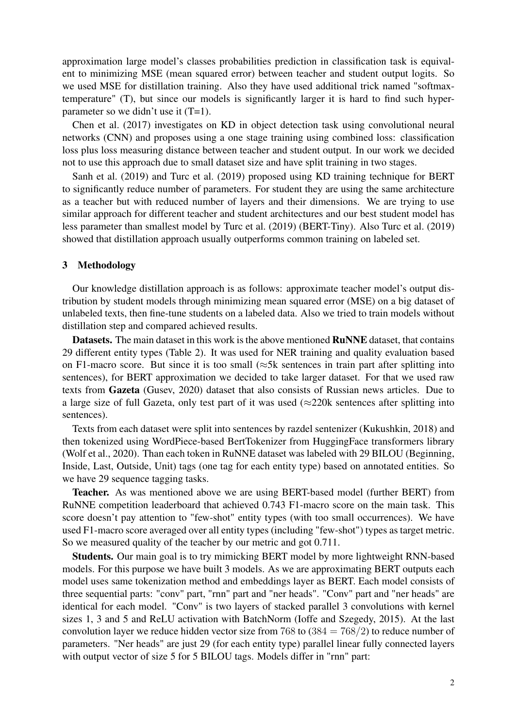approximation large model's classes probabilities prediction in classification task is equivalent to minimizing MSE (mean squared error) between teacher and student output logits. So we used MSE for distillation training. Also they have used additional trick named "softmax-temperature" (T), but since our models is significantly larger it is hard to find such hyperparameter so we didn't use it (T=1).

Chen et al. (2017) investigates on KD in object detection task using convolutional neural networks (CNN) and proposes using a one stage training using combined loss: classification loss plus loss measuring distance between teacher and student output. In our work we decided not to use this approach due to small dataset size and have split training in two stages.

Sanh et al. (2019) and Turc et al. (2019) proposed using KD training technique for BERT to significantly reduce number of parameters. For student they are using the same architecture as a teacher but with reduced number of layers and their dimensions. We are trying to use similar approach for different teacher and student architectures and our best student model has less parameter than smallest model by Turc et al. (2019) (BERT-Tiny). Also Turc et al. (2019) showed that distillation approach usually outperforms common training on labeled set.

## 3 Methodology

Our knowledge distillation approach is as follows: approximate teacher model's output distribution by student models through minimizing mean squared error (MSE) on a big dataset of unlabeled texts, then fine-tune students on a labeled data. Also we tried to train models without distillation step and compared achieved results.

**Datasets.** The main dataset in this work is the above mentioned **RuNNE** dataset, that contains 29 different entity types (Table 2). It was used for NER training and quality evaluation based on F1-macro score. But since it is too small ($\approx$5k sentences in train part after splitting into sentences), for BERT approximation we decided to take larger dataset. For that we used raw texts from **Gazeta** (Gusev, 2020) dataset that also consists of Russian news articles. Due to a large size of full Gazeta, only test part of it was used ($\approx$220k sentences after splitting into sentences).

Texts from each dataset were split into sentences by razdel sentenizer (Kukushkin, 2018) and then tokenized using WordPiece-based BertTokenizer from HuggingFace transformers library (Wolf et al., 2020). Than each token in RuNNE dataset was labeled with 29 BILOU (Beginning, Inside, Last, Outside, Unit) tags (one tag for each entity type) based on annotated entities. So we have 29 sequence tagging tasks.

**Teacher.** As was mentioned above we are using BERT-based model (further BERT) from RuNNE competition leaderboard that achieved 0.743 F1-macro score on the main task. This score doesn't pay attention to "few-shot" entity types (with too small occurrences). We have used F1-macro score averaged over all entity types (including "few-shot") types as target metric. So we measured quality of the teacher by our metric and got 0.711.

**Students.** Our main goal is to try mimicking BERT model by more lightweight RNN-based models. For this purpose we have built 3 models. As we are approximating BERT outputs each model uses same tokenization method and embeddings layer as BERT. Each model consists of three sequential parts: "conv" part, "rnn" part and "ner heads". "Conv" part and "ner heads" are identical for each model. "Conv" is two layers of stacked parallel 3 convolutions with kernel sizes 1, 3 and 5 and ReLU activation with BatchNorm (Ioffe and Szegedy, 2015). At the last convolution layer we reduce hidden vector size from $768$ to ($384 = 768/2$) to reduce number of parameters. "Ner heads" are just 29 (for each entity type) parallel linear fully connected layers with output vector of size 5 for 5 BILOU tags. Models differ in "rnn" part: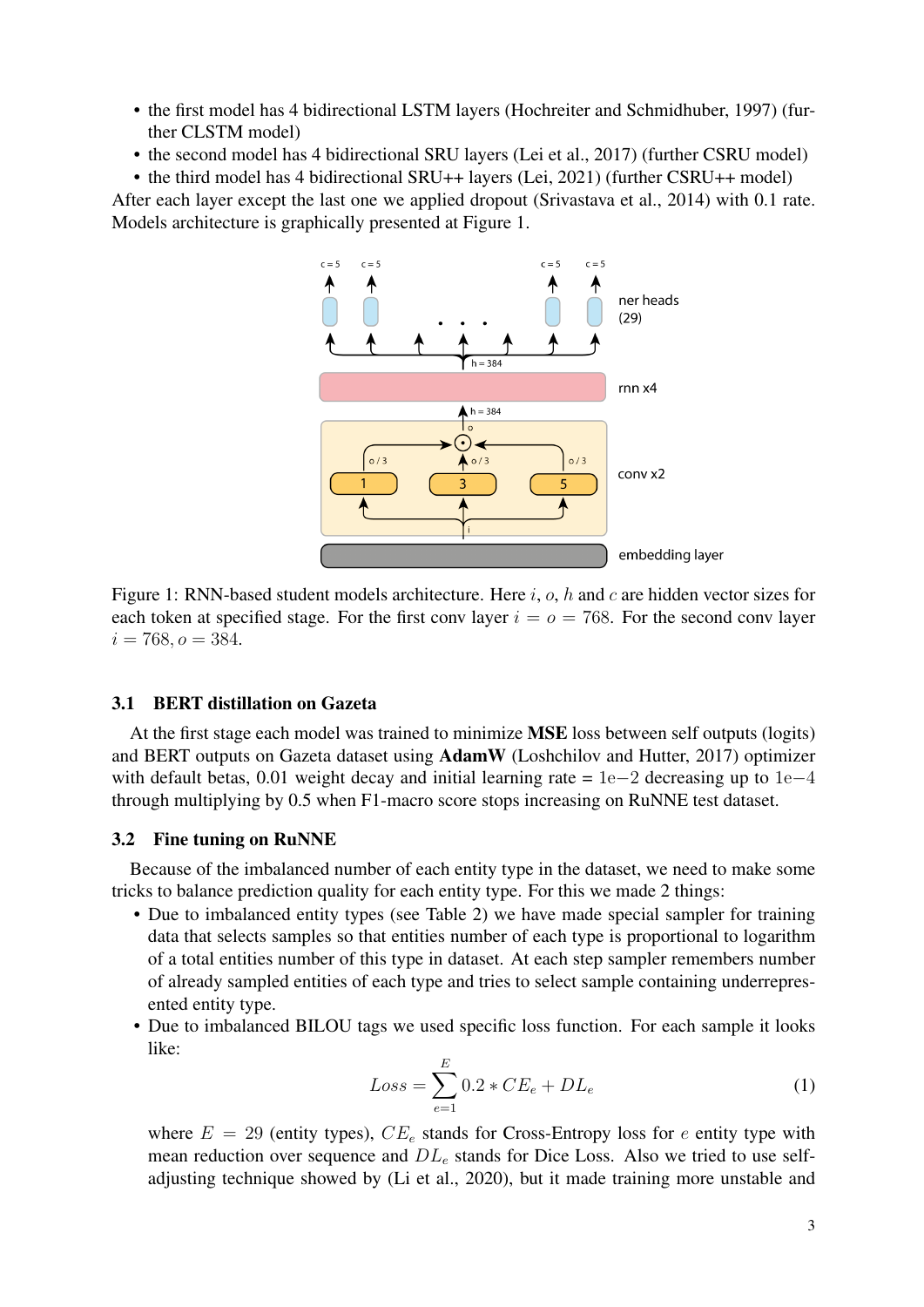- the first model has 4 bidirectional LSTM layers (Hochreiter and Schmidhuber, 1997) (further CLSTM model)
- the second model has 4 bidirectional SRU layers (Lei et al., 2017) (further CSRU model)
- the third model has 4 bidirectional SRU++ layers (Lei, 2021) (further CSRU++ model)

After each layer except the last one we applied dropout (Srivastava et al., 2014) with 0.1 rate. Models architecture is graphically presented at Figure 1.

Figure 1: RNN-based student models architecture. Here $i$, $o$, $h$ and $c$ are hidden vector sizes for each token at specified stage. For the first conv layer $i = o = 768$. For the second conv layer $i = 768, o = 384$.

### 3.1 BERT distillation on Gazeta

At the first stage each model was trained to minimize **MSE** loss between self outputs (logits) and BERT outputs on Gazeta dataset using **AdamW** (Loshchilov and Hutter, 2017) optimizer with default betas, 0.01 weight decay and initial learning rate = $1e{-}2$ decreasing up to $1e{-}4$ through multiplying by 0.5 when F1-macro score stops increasing on RuNNE test dataset.

### 3.2 Fine tuning on RuNNE

Because of the imbalanced number of each entity type in the dataset, we need to make some tricks to balance prediction quality for each entity type. For this we made 2 things:

- Due to imbalanced entity types (see Table 2) we have made special sampler for training data that selects samples so that entities number of each type is proportional to logarithm of a total entities number of this type in dataset. At each step sampler remembers number of already sampled entities of each type and tries to select sample containing underrepresented entity type.
- Due to imbalanced BILOU tags we used specific loss function. For each sample it looks like:

$$Loss = \sum_{e=1}^{E} 0.2 * CE_e + DL_e \tag{1}$$

where $E = 29$ (entity types), $CE_e$ stands for Cross-Entropy loss for $e$ entity type with mean reduction over sequence and $DL_e$ stands for Dice Loss. Also we tried to use self-adjusting technique showed by (Li et al., 2020), but it made training more unstable and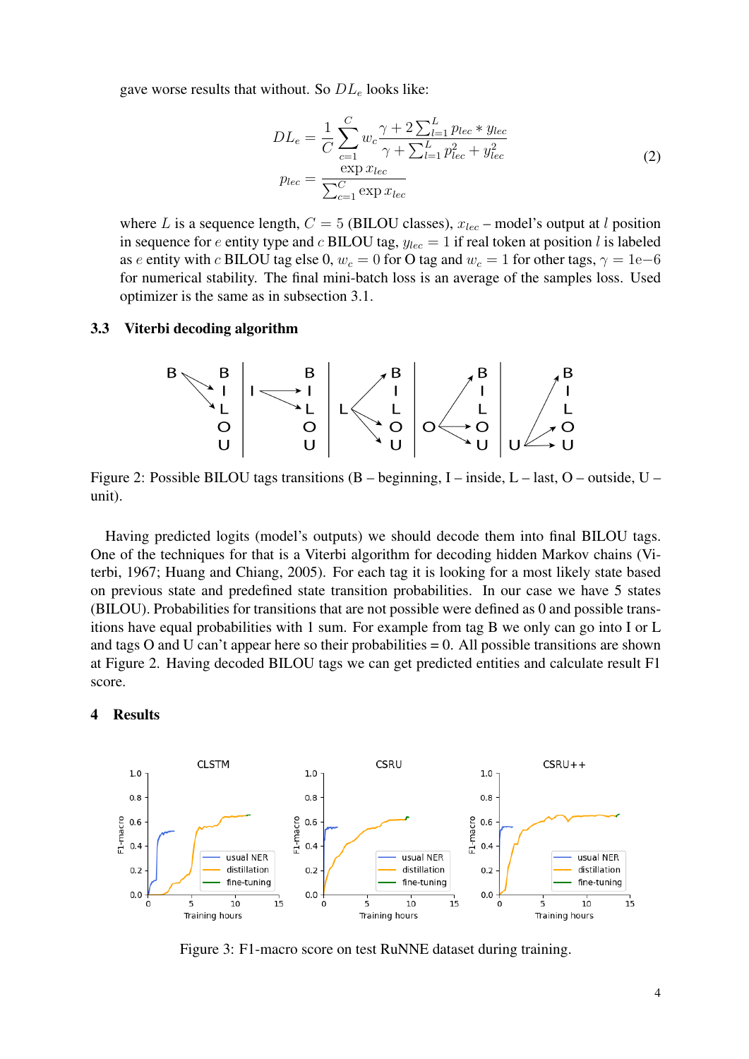gave worse results that without. So $DL_e$ looks like:

$$
\begin{aligned}
DL_e &= \frac{1}{C}\sum_{c=1}^{C} w_c \frac{\gamma + 2\sum_{l=1}^{L} p_{lec} * y_{lec}}{\gamma + \sum_{l=1}^{L} p_{lec}^2 + y_{lec}^2} \\
p_{lec} &= \frac{\exp x_{lec}}{\sum_{c=1}^{C} \exp x_{lec}}
\end{aligned} \tag{2}
$$

where $L$ is a sequence length, $C = 5$ (BILOU classes), $x_{lec}$ – model's output at $l$ position in sequence for $e$ entity type and $c$ BILOU tag, $y_{lec} = 1$ if real token at position $l$ is labeled as $e$ entity with $c$ BILOU tag else 0, $w_c = 0$ for O tag and $w_c = 1$ for other tags, $\gamma = 1\mathrm{e}{-6}$ for numerical stability. The final mini-batch loss is an average of the samples loss. Used optimizer is the same as in subsection 3.1.

### 3.3 Viterbi decoding algorithm

Figure 2: Possible BILOU tags transitions (B – beginning, I – inside, L – last, O – outside, U – unit).

Having predicted logits (model's outputs) we should decode them into final BILOU tags. One of the techniques for that is a Viterbi algorithm for decoding hidden Markov chains (Viterbi, 1967; Huang and Chiang, 2005). For each tag it is looking for a most likely state based on previous state and predefined state transition probabilities. In our case we have 5 states (BILOU). Probabilities for transitions that are not possible were defined as 0 and possible transitions have equal probabilities with 1 sum. For example from tag B we only can go into I or L and tags O and U can't appear here so their probabilities = 0. All possible transitions are shown at Figure 2. Having decoded BILOU tags we can get predicted entities and calculate result F1 score.

## 4 Results

Figure 3: F1-macro score on test RuNNE dataset during training.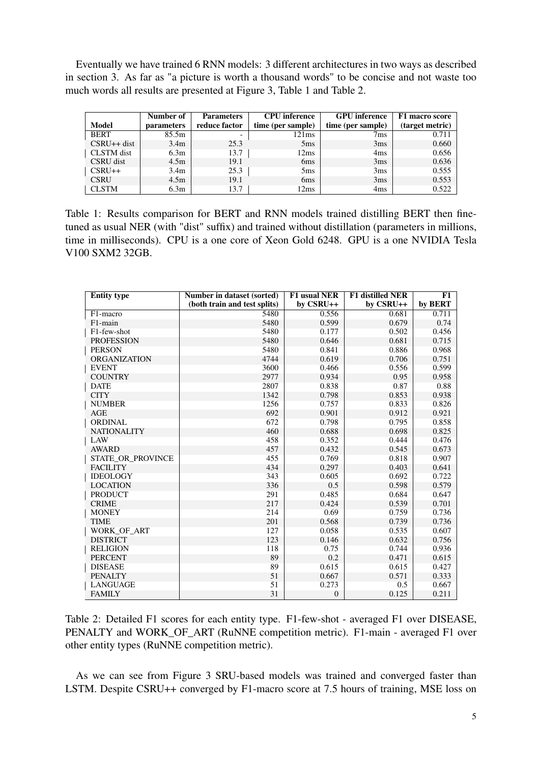Eventually we have trained 6 RNN models: 3 different architectures in two ways as described in section 3. As far as "a picture is worth a thousand words" to be concise and not waste too much words all results are presented at Figure 3, Table 1 and Table 2.

| Model | Number of parameters | Parameters reduce factor | CPU inference time (per sample) | GPU inference time (per sample) | F1 macro score (target metric) |
|---|---|---|---|---|---|
| BERT | 85.5m | - | 121ms | 7ms | 0.711 |
| CSRU++ dist | 3.4m | 25.3 | 5ms | 3ms | 0.660 |
| CLSTM dist | 6.3m | 13.7 | 12ms | 4ms | 0.656 |
| CSRU dist | 4.5m | 19.1 | 6ms | 3ms | 0.636 |
| CSRU++ | 3.4m | 25.3 | 5ms | 3ms | 0.555 |
| CSRU | 4.5m | 19.1 | 6ms | 3ms | 0.553 |
| CLSTM | 6.3m | 13.7 | 12ms | 4ms | 0.522 |

Table 1: Results comparison for BERT and RNN models trained distilling BERT then fine-tuned as usual NER (with "dist" suffix) and trained without distillation (parameters in millions, time in milliseconds). CPU is a one core of Xeon Gold 6248. GPU is a one NVIDIA Tesla V100 SXM2 32GB.

| Entity type | Number in dataset (sorted) (both train and test splits) | F1 usual NER by CSRU++ | F1 distilled NER by CSRU++ | F1 by BERT |
|---|---|---|---|---|
| F1-macro | 5480 | 0.556 | 0.681 | 0.711 |
| F1-main | 5480 | 0.599 | 0.679 | 0.74 |
| F1-few-shot | 5480 | 0.177 | 0.502 | 0.456 |
| PROFESSION | 5480 | 0.646 | 0.681 | 0.715 |
| PERSON | 5480 | 0.841 | 0.886 | 0.968 |
| ORGANIZATION | 4744 | 0.619 | 0.706 | 0.751 |
| EVENT | 3600 | 0.466 | 0.556 | 0.599 |
| COUNTRY | 2977 | 0.934 | 0.95 | 0.958 |
| DATE | 2807 | 0.838 | 0.87 | 0.88 |
| CITY | 1342 | 0.798 | 0.853 | 0.938 |
| NUMBER | 1256 | 0.757 | 0.833 | 0.826 |
| AGE | 692 | 0.901 | 0.912 | 0.921 |
| ORDINAL | 672 | 0.798 | 0.795 | 0.858 |
| NATIONALITY | 460 | 0.688 | 0.698 | 0.825 |
| LAW | 458 | 0.352 | 0.444 | 0.476 |
| AWARD | 457 | 0.432 | 0.545 | 0.673 |
| STATE_OR_PROVINCE | 455 | 0.769 | 0.818 | 0.907 |
| FACILITY | 434 | 0.297 | 0.403 | 0.641 |
| IDEOLOGY | 343 | 0.605 | 0.692 | 0.722 |
| LOCATION | 336 | 0.5 | 0.598 | 0.579 |
| PRODUCT | 291 | 0.485 | 0.684 | 0.647 |
| CRIME | 217 | 0.424 | 0.539 | 0.701 |
| MONEY | 214 | 0.69 | 0.759 | 0.736 |
| TIME | 201 | 0.568 | 0.739 | 0.736 |
| WORK_OF_ART | 127 | 0.058 | 0.535 | 0.607 |
| DISTRICT | 123 | 0.146 | 0.632 | 0.756 |
| RELIGION | 118 | 0.75 | 0.744 | 0.936 |
| PERCENT | 89 | 0.2 | 0.471 | 0.615 |
| DISEASE | 89 | 0.615 | 0.615 | 0.427 |
| PENALTY | 51 | 0.667 | 0.571 | 0.333 |
| LANGUAGE | 51 | 0.273 | 0.5 | 0.667 |
| FAMILY | 31 | 0 | 0.125 | 0.211 |

Table 2: Detailed F1 scores for each entity type. F1-few-shot - averaged F1 over DISEASE, PENALTY and WORK_OF_ART (RuNNE competition metric). F1-main - averaged F1 over other entity types (RuNNE competition metric).

As we can see from Figure 3 SRU-based models was trained and converged faster than LSTM. Despite CSRU++ converged by F1-macro score at 7.5 hours of training, MSE loss on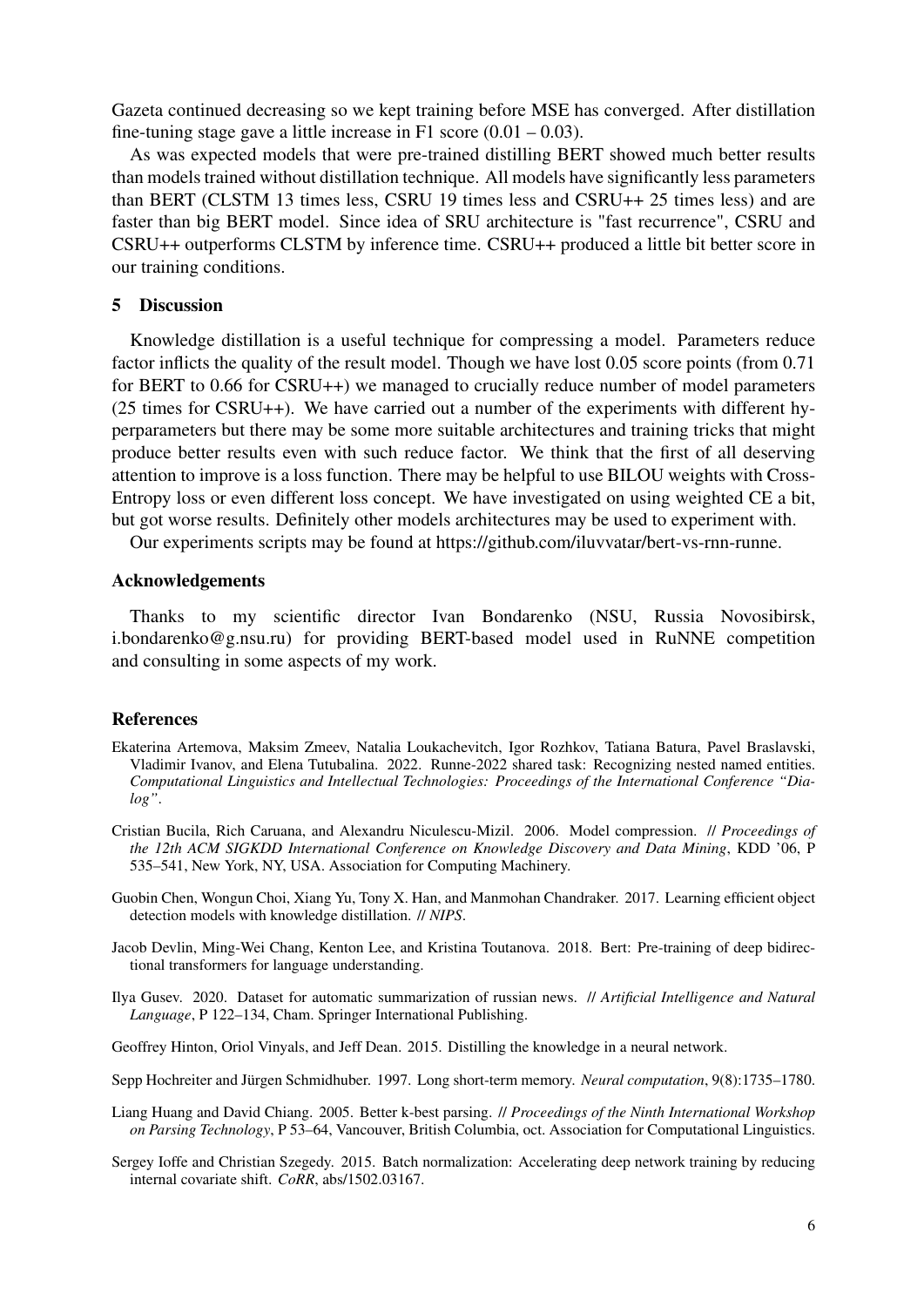Gazeta continued decreasing so we kept training before MSE has converged. After distillation fine-tuning stage gave a little increase in F1 score (0.01 – 0.03).

As was expected models that were pre-trained distilling BERT showed much better results than models trained without distillation technique. All models have significantly less parameters than BERT (CLSTM 13 times less, CSRU 19 times less and CSRU++ 25 times less) and are faster than big BERT model. Since idea of SRU architecture is "fast recurrence", CSRU and CSRU++ outperforms CLSTM by inference time. CSRU++ produced a little bit better score in our training conditions.

## 5 Discussion

Knowledge distillation is a useful technique for compressing a model. Parameters reduce factor inflicts the quality of the result model. Though we have lost 0.05 score points (from 0.71 for BERT to 0.66 for CSRU++) we managed to crucially reduce number of model parameters (25 times for CSRU++). We have carried out a number of the experiments with different hyperparameters but there may be some more suitable architectures and training tricks that might produce better results even with such reduce factor. We think that the first of all deserving attention to improve is a loss function. There may be helpful to use BILOU weights with Cross-Entropy loss or even different loss concept. We have investigated on using weighted CE a bit, but got worse results. Definitely other models architectures may be used to experiment with.

Our experiments scripts may be found at https://github.com/iluvvatar/bert-vs-rnn-runne.

## Acknowledgements

Thanks to my scientific director Ivan Bondarenko (NSU, Russia Novosibirsk, i.bondarenko@g.nsu.ru) for providing BERT-based model used in RuNNE competition and consulting in some aspects of my work.

## References

Ekaterina Artemova, Maksim Zmeev, Natalia Loukachevitch, Igor Rozhkov, Tatiana Batura, Pavel Braslavski, Vladimir Ivanov, and Elena Tutubalina. 2022. Runne-2022 shared task: Recognizing nested named entities. *Computational Linguistics and Intellectual Technologies: Proceedings of the International Conference "Dialog"*.

Cristian Bucila, Rich Caruana, and Alexandru Niculescu-Mizil. 2006. Model compression. // *Proceedings of the 12th ACM SIGKDD International Conference on Knowledge Discovery and Data Mining*, KDD '06, P 535–541, New York, NY, USA. Association for Computing Machinery.

Guobin Chen, Wongun Choi, Xiang Yu, Tony X. Han, and Manmohan Chandraker. 2017. Learning efficient object detection models with knowledge distillation. // *NIPS*.

Jacob Devlin, Ming-Wei Chang, Kenton Lee, and Kristina Toutanova. 2018. Bert: Pre-training of deep bidirectional transformers for language understanding.

Ilya Gusev. 2020. Dataset for automatic summarization of russian news. // *Artificial Intelligence and Natural Language*, P 122–134, Cham. Springer International Publishing.

Geoffrey Hinton, Oriol Vinyals, and Jeff Dean. 2015. Distilling the knowledge in a neural network.

Sepp Hochreiter and Jürgen Schmidhuber. 1997. Long short-term memory. *Neural computation*, 9(8):1735–1780.

Liang Huang and David Chiang. 2005. Better k-best parsing. // *Proceedings of the Ninth International Workshop on Parsing Technology*, P 53–64, Vancouver, British Columbia, oct. Association for Computational Linguistics.

Sergey Ioffe and Christian Szegedy. 2015. Batch normalization: Accelerating deep network training by reducing internal covariate shift. *CoRR*, abs/1502.03167.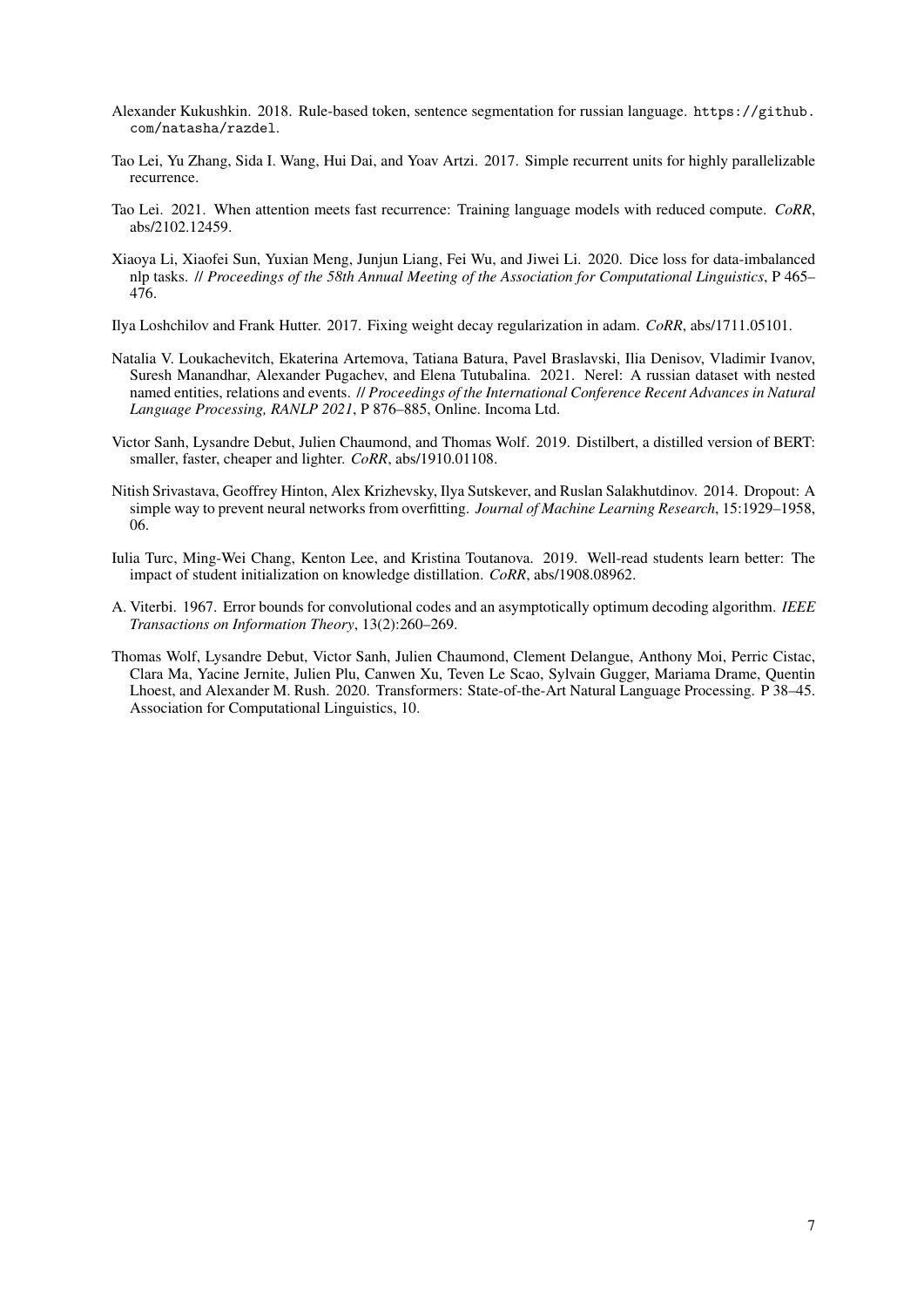Alexander Kukushkin. 2018. Rule-based token, sentence segmentation for russian language. `https://github.com/natasha/razdel`.

Tao Lei, Yu Zhang, Sida I. Wang, Hui Dai, and Yoav Artzi. 2017. Simple recurrent units for highly parallelizable recurrence.

Tao Lei. 2021. When attention meets fast recurrence: Training language models with reduced compute. *CoRR*, abs/2102.12459.

Xiaoya Li, Xiaofei Sun, Yuxian Meng, Junjun Liang, Fei Wu, and Jiwei Li. 2020. Dice loss for data-imbalanced nlp tasks. // *Proceedings of the 58th Annual Meeting of the Association for Computational Linguistics*, P 465–476.

Ilya Loshchilov and Frank Hutter. 2017. Fixing weight decay regularization in adam. *CoRR*, abs/1711.05101.

Natalia V. Loukachevitch, Ekaterina Artemova, Tatiana Batura, Pavel Braslavski, Ilia Denisov, Vladimir Ivanov, Suresh Manandhar, Alexander Pugachev, and Elena Tutubalina. 2021. Nerel: A russian dataset with nested named entities, relations and events. // *Proceedings of the International Conference Recent Advances in Natural Language Processing, RANLP 2021*, P 876–885, Online. Incoma Ltd.

Victor Sanh, Lysandre Debut, Julien Chaumond, and Thomas Wolf. 2019. Distilbert, a distilled version of BERT: smaller, faster, cheaper and lighter. *CoRR*, abs/1910.01108.

Nitish Srivastava, Geoffrey Hinton, Alex Krizhevsky, Ilya Sutskever, and Ruslan Salakhutdinov. 2014. Dropout: A simple way to prevent neural networks from overfitting. *Journal of Machine Learning Research*, 15:1929–1958, 06.

Iulia Turc, Ming-Wei Chang, Kenton Lee, and Kristina Toutanova. 2019. Well-read students learn better: The impact of student initialization on knowledge distillation. *CoRR*, abs/1908.08962.

A. Viterbi. 1967. Error bounds for convolutional codes and an asymptotically optimum decoding algorithm. *IEEE Transactions on Information Theory*, 13(2):260–269.

Thomas Wolf, Lysandre Debut, Victor Sanh, Julien Chaumond, Clement Delangue, Anthony Moi, Perric Cistac, Clara Ma, Yacine Jernite, Julien Plu, Canwen Xu, Teven Le Scao, Sylvain Gugger, Mariama Drame, Quentin Lhoest, and Alexander M. Rush. 2020. Transformers: State-of-the-Art Natural Language Processing. P 38–45. Association for Computational Linguistics, 10.